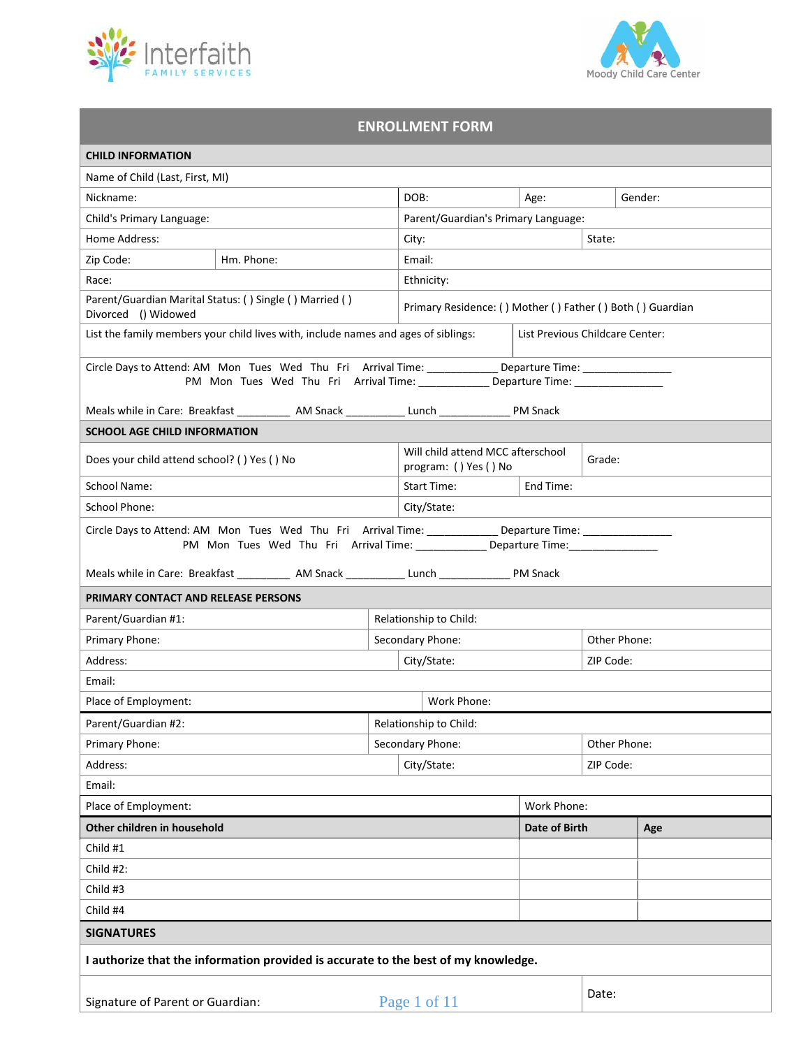Interfaith FAMILY SERVICES

Moody Child Care Center

# ENROLLMENT FORM

## CHILD INFORMATION

Name of Child (Last, First, MI)

| Nickname: | DOB: | Age: | Gender: |
|---|---|---|---|

| Child's Primary Language: | Parent/Guardian's Primary Language: |
|---|---|

| Home Address: | City: | State: |
|---|---|---|

| Zip Code: | Hm. Phone: | Email: |
|---|---|---|

| Race: | Ethnicity: |
|---|---|

| Parent/Guardian Marital Status: ( ) Single ( ) Married ( ) Divorced () Widowed | Primary Residence: ( ) Mother ( ) Father ( ) Both ( ) Guardian |
|---|---|

| List the family members your child lives with, include names and ages of siblings: | List Previous Childcare Center: |
|---|---|

Circle Days to Attend: AM Mon Tues Wed Thu Fri Arrival Time: ___________ Departure Time: ______________
PM Mon Tues Wed Thu Fri Arrival Time: ___________ Departure Time: ______________

Meals while in Care: Breakfast _________ AM Snack _________ Lunch ___________ PM Snack

## SCHOOL AGE CHILD INFORMATION

| Does your child attend school? ( ) Yes ( ) No | Will child attend MCC afterschool program: ( ) Yes ( ) No | Grade: |
|---|---|---|

| School Name: | Start Time: | End Time: |
|---|---|---|

| School Phone: | City/State: |
|---|---|

Circle Days to Attend: AM Mon Tues Wed Thu Fri Arrival Time: ___________ Departure Time: ______________
PM Mon Tues Wed Thu Fri Arrival Time: ___________ Departure Time:______________

Meals while in Care: Breakfast _________ AM Snack _________ Lunch ___________ PM Snack

## PRIMARY CONTACT AND RELEASE PERSONS

| Parent/Guardian #1: | Relationship to Child: | |
|---|---|---|
| Primary Phone: | Secondary Phone: | Other Phone: |
| Address: | City/State: | ZIP Code: |
| Email: | | |
| Place of Employment: | Work Phone: | |

| Parent/Guardian #2: | Relationship to Child: | |
|---|---|---|
| Primary Phone: | Secondary Phone: | Other Phone: |
| Address: | City/State: | ZIP Code: |
| Email: | | |
| Place of Employment: | Work Phone: | |

| **Other children in household** | **Date of Birth** | **Age** |
|---|---|---|
| Child #1 | | |
| Child #2: | | |
| Child #3 | | |
| Child #4 | | |

## SIGNATURES

**I authorize that the information provided is accurate to the best of my knowledge.**

| Signature of Parent or Guardian: | Date: |
|---|---|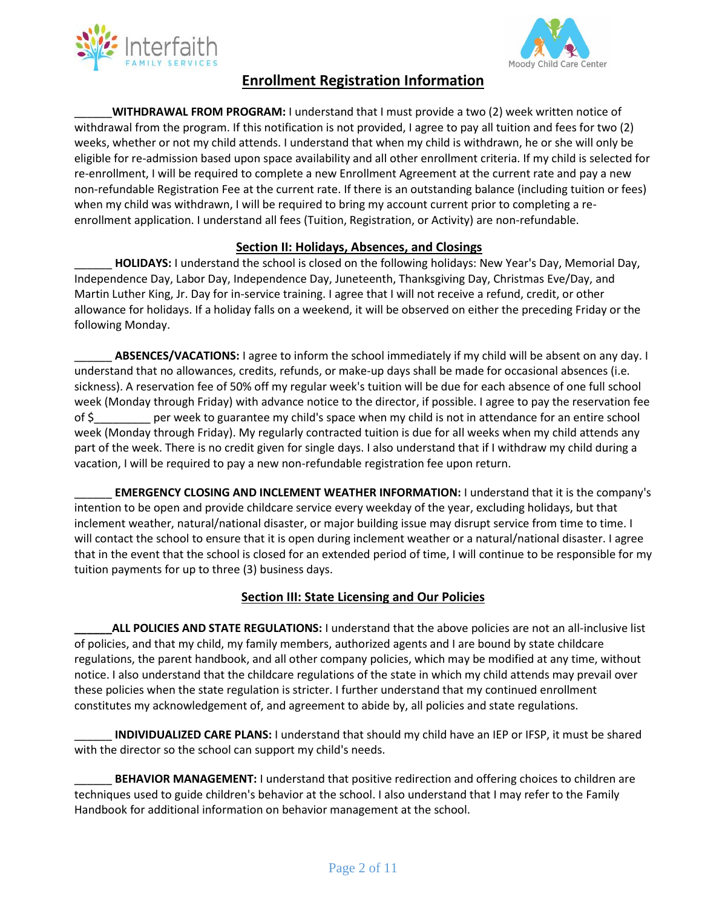Interfaith FAMILY SERVICES

Moody Child Care Center

## Enrollment Registration Information

______**WITHDRAWAL FROM PROGRAM:** I understand that I must provide a two (2) week written notice of withdrawal from the program. If this notification is not provided, I agree to pay all tuition and fees for two (2) weeks, whether or not my child attends. I understand that when my child is withdrawn, he or she will only be eligible for re-admission based upon space availability and all other enrollment criteria. If my child is selected for re-enrollment, I will be required to complete a new Enrollment Agreement at the current rate and pay a new non-refundable Registration Fee at the current rate. If there is an outstanding balance (including tuition or fees) when my child was withdrawn, I will be required to bring my account current prior to completing a re-enrollment application. I understand all fees (Tuition, Registration, or Activity) are non-refundable.

### Section II: Holidays, Absences, and Closings

______ **HOLIDAYS:** I understand the school is closed on the following holidays: New Year's Day, Memorial Day, Independence Day, Labor Day, Independence Day, Juneteenth, Thanksgiving Day, Christmas Eve/Day, and Martin Luther King, Jr. Day for in-service training. I agree that I will not receive a refund, credit, or other allowance for holidays. If a holiday falls on a weekend, it will be observed on either the preceding Friday or the following Monday.

______ **ABSENCES/VACATIONS:** I agree to inform the school immediately if my child will be absent on any day. I understand that no allowances, credits, refunds, or make-up days shall be made for occasional absences (i.e. sickness). A reservation fee of 50% off my regular week's tuition will be due for each absence of one full school week (Monday through Friday) with advance notice to the director, if possible. I agree to pay the reservation fee of $_________ per week to guarantee my child's space when my child is not in attendance for an entire school week (Monday through Friday). My regularly contracted tuition is due for all weeks when my child attends any part of the week. There is no credit given for single days. I also understand that if I withdraw my child during a vacation, I will be required to pay a new non-refundable registration fee upon return.

______ **EMERGENCY CLOSING AND INCLEMENT WEATHER INFORMATION:** I understand that it is the company's intention to be open and provide childcare service every weekday of the year, excluding holidays, but that inclement weather, natural/national disaster, or major building issue may disrupt service from time to time. I will contact the school to ensure that it is open during inclement weather or a natural/national disaster. I agree that in the event that the school is closed for an extended period of time, I will continue to be responsible for my tuition payments for up to three (3) business days.

### Section III: State Licensing and Our Policies

______**ALL POLICIES AND STATE REGULATIONS:** I understand that the above policies are not an all-inclusive list of policies, and that my child, my family members, authorized agents and I are bound by state childcare regulations, the parent handbook, and all other company policies, which may be modified at any time, without notice. I also understand that the childcare regulations of the state in which my child attends may prevail over these policies when the state regulation is stricter. I further understand that my continued enrollment constitutes my acknowledgement of, and agreement to abide by, all policies and state regulations.

______ **INDIVIDUALIZED CARE PLANS:** I understand that should my child have an IEP or IFSP, it must be shared with the director so the school can support my child's needs.

______ **BEHAVIOR MANAGEMENT:** I understand that positive redirection and offering choices to children are techniques used to guide children's behavior at the school. I also understand that I may refer to the Family Handbook for additional information on behavior management at the school.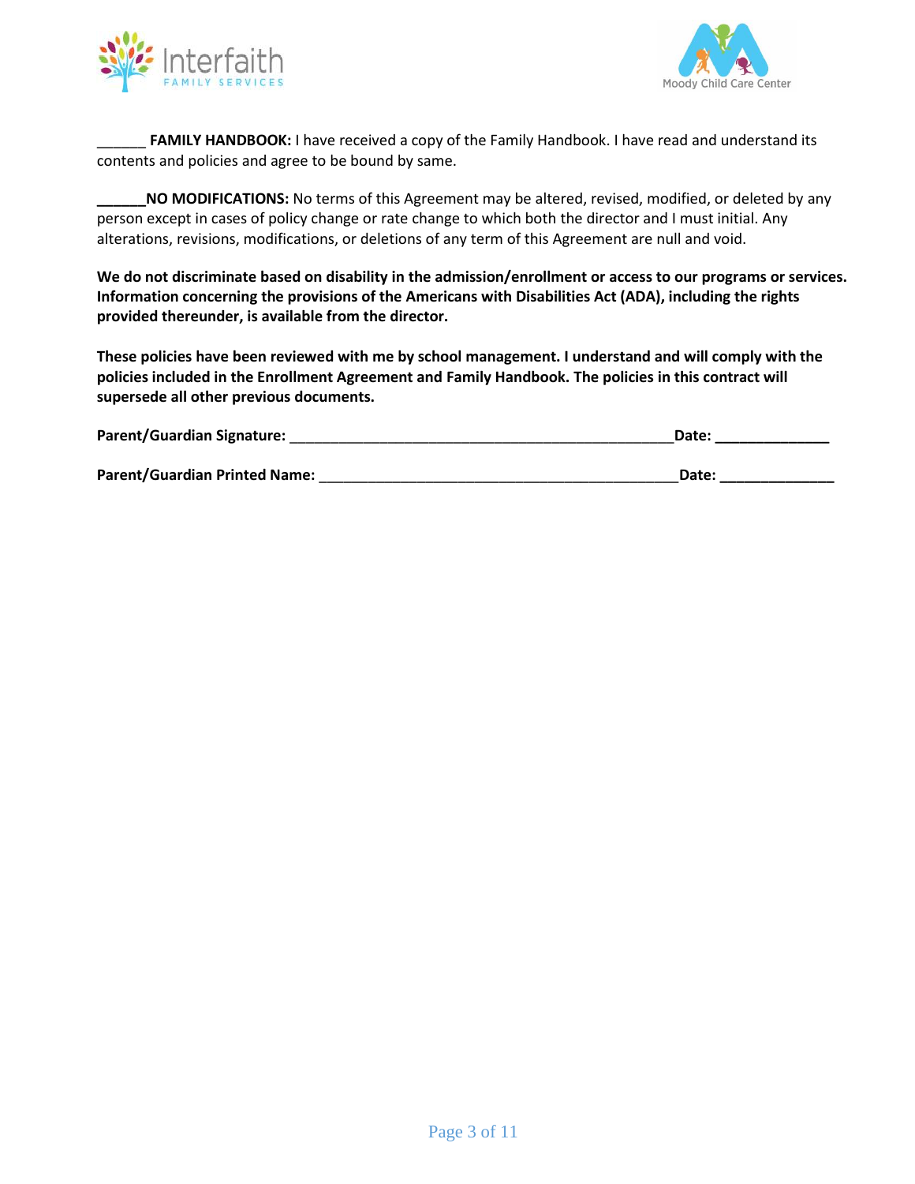______ **FAMILY HANDBOOK:** I have received a copy of the Family Handbook. I have read and understand its contents and policies and agree to be bound by same.

______**NO MODIFICATIONS:** No terms of this Agreement may be altered, revised, modified, or deleted by any person except in cases of policy change or rate change to which both the director and I must initial. Any alterations, revisions, modifications, or deletions of any term of this Agreement are null and void.

**We do not discriminate based on disability in the admission/enrollment or access to our programs or services. Information concerning the provisions of the Americans with Disabilities Act (ADA), including the rights provided thereunder, is available from the director.**

**These policies have been reviewed with me by school management. I understand and will comply with the policies included in the Enrollment Agreement and Family Handbook. The policies in this contract will supersede all other previous documents.**

**Parent/Guardian Signature:** ________________________________________________**Date:** ______________

**Parent/Guardian Printed Name:** _____________________________________________**Date:** ______________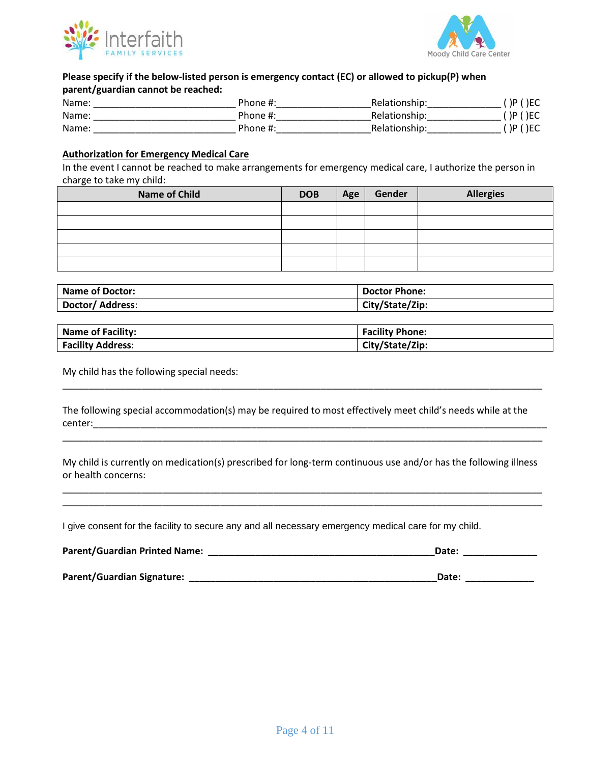**Please specify if the below-listed person is emergency contact (EC) or allowed to pickup(P) when parent/guardian cannot be reached:**

Name: ___________________________ Phone #:__________________Relationship:______________ ( )P ( )EC
Name: ___________________________ Phone #:__________________Relationship:______________ ( )P ( )EC
Name: ___________________________ Phone #:__________________Relationship:______________ ( )P ( )EC

**Authorization for Emergency Medical Care**

In the event I cannot be reached to make arrangements for emergency medical care, I authorize the person in charge to take my child:

| Name of Child | DOB | Age | Gender | Allergies |
|---|---|---|---|---|
| | | | | |
| | | | | |
| | | | | |
| | | | | |
| | | | | |

| **Name of Doctor:** | **Doctor Phone:** |
|---|---|
| **Doctor/ Address**: | **City/State/Zip:** |

| **Name of Facility:** | **Facility Phone:** |
|---|---|
| **Facility Address**: | **City/State/Zip:** |

My child has the following special needs:
_____________________________________________________________________________________

The following special accommodation(s) may be required to most effectively meet child's needs while at the center:_____________________________________________________________________________________
_____________________________________________________________________________________

My child is currently on medication(s) prescribed for long-term continuous use and/or has the following illness or health concerns:
_____________________________________________________________________________________
_____________________________________________________________________________________

I give consent for the facility to secure any and all necessary emergency medical care for my child.

**Parent/Guardian Printed Name: ___________________________________________Date: _____________**

**Parent/Guardian Signature: _______________________________________________Date: _____________**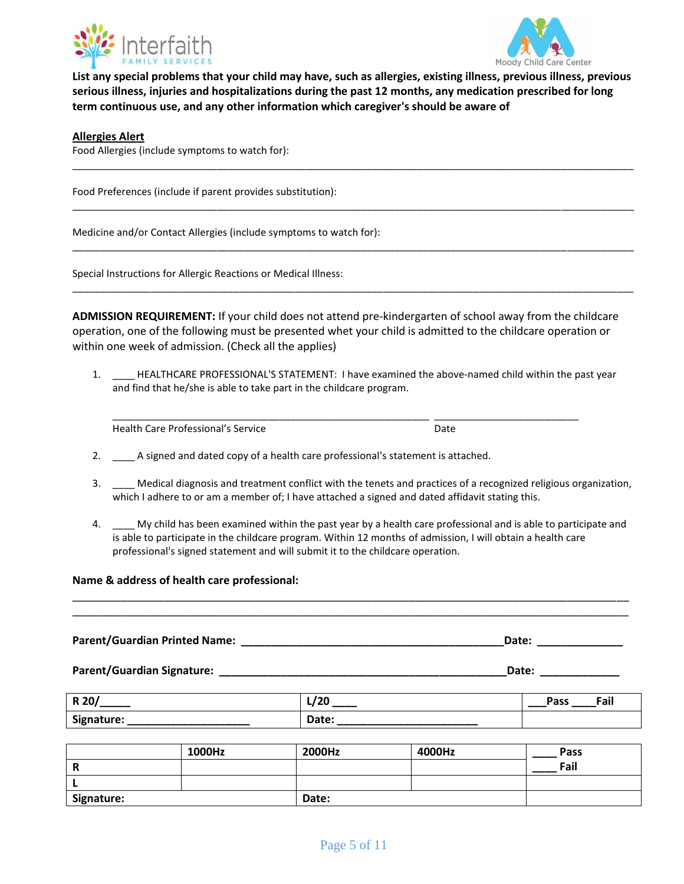Interfaith FAMILY SERVICES

Moody Child Care Center

**List any special problems that your child may have, such as allergies, existing illness, previous illness, previous serious illness, injuries and hospitalizations during the past 12 months, any medication prescribed for long term continuous use, and any other information which caregiver's should be aware of**

**Allergies Alert**

Food Allergies (include symptoms to watch for):

______________________________________________________________________________

Food Preferences (include if parent provides substitution):

______________________________________________________________________________

Medicine and/or Contact Allergies (include symptoms to watch for):

______________________________________________________________________________

Special Instructions for Allergic Reactions or Medical Illness:

______________________________________________________________________________

**ADMISSION REQUIREMENT:** If your child does not attend pre-kindergarten of school away from the childcare operation, one of the following must be presented whet your child is admitted to the childcare operation or within one week of admission. (Check all the applies)

1. ____ HEALTHCARE PROFESSIONAL'S STATEMENT: I have examined the above-named child within the past year and find that he/she is able to take part in the childcare program.

   ________________________________________________ ______________________

   Health Care Professional's Service Date

2. ____ A signed and dated copy of a health care professional's statement is attached.

3. ____ Medical diagnosis and treatment conflict with the tenets and practices of a recognized religious organization, which I adhere to or am a member of; I have attached a signed and dated affidavit stating this.

4. ____ My child has been examined within the past year by a health care professional and is able to participate and is able to participate in the childcare program. Within 12 months of admission, I will obtain a health care professional's signed statement and will submit it to the childcare operation.

**Name & address of health care professional:**

______________________________________________________________________________

______________________________________________________________________________

**Parent/Guardian Printed Name: ________________________________________Date: _____________**

**Parent/Guardian Signature: ____________________________________________Date: ____________**

| R 20/_____ | L/20 ____ | ___Pass ____Fail |
|---|---|---|
| Signature: ____________________ | Date: _______________________ | |

| | 1000Hz | 2000Hz | 4000Hz | ____ Pass ____ Fail |
|---|---|---|---|---|
| R | | | | |
| L | | | | |
| Signature: | | Date: | | |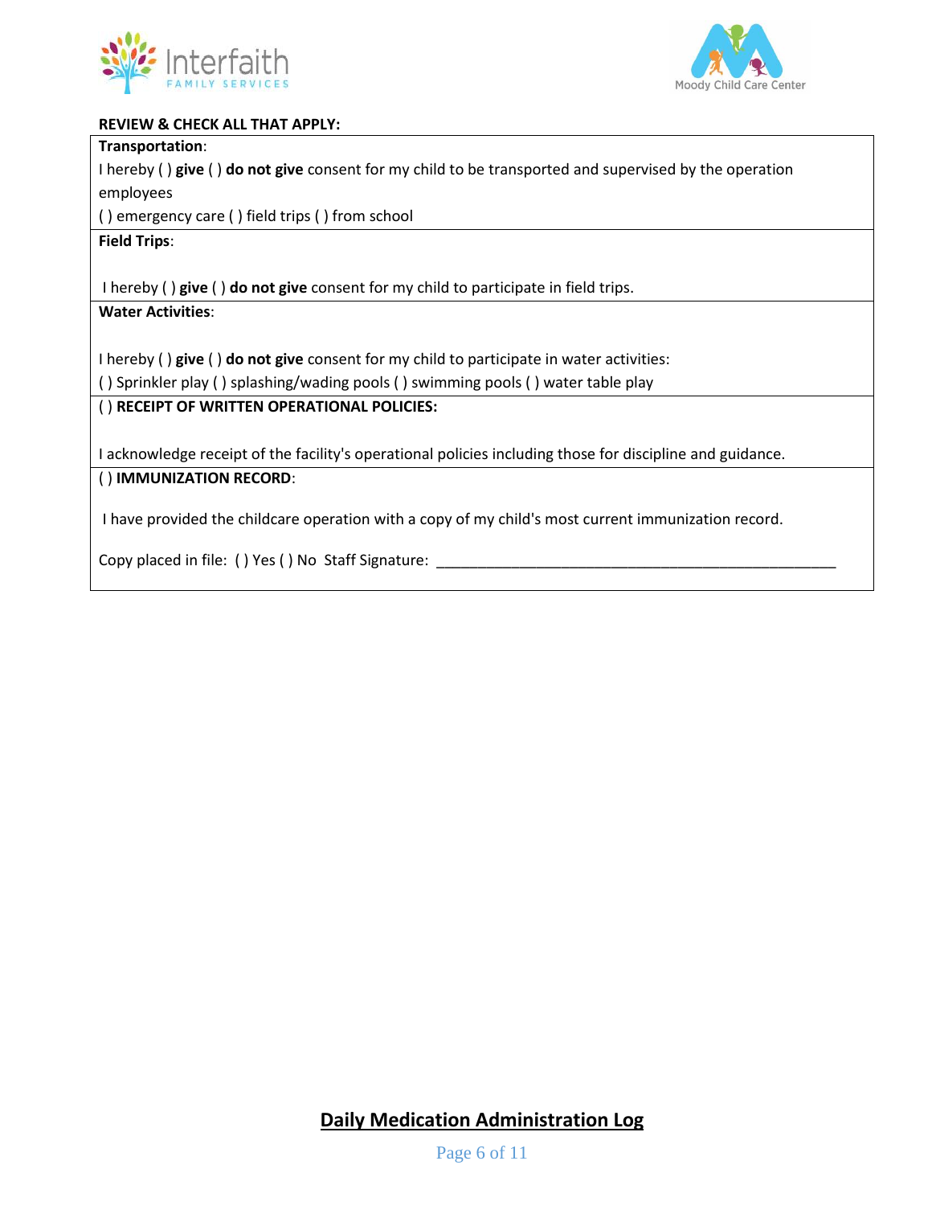**REVIEW & CHECK ALL THAT APPLY:**

**Transportation**:

I hereby ( ) **give** ( ) **do not give** consent for my child to be transported and supervised by the operation employees

( ) emergency care ( ) field trips ( ) from school

**Field Trips**:

I hereby ( ) **give** ( ) **do not give** consent for my child to participate in field trips.

**Water Activities**:

I hereby ( ) **give** ( ) **do not give** consent for my child to participate in water activities:

( ) Sprinkler play ( ) splashing/wading pools ( ) swimming pools ( ) water table play

( ) **RECEIPT OF WRITTEN OPERATIONAL POLICIES:**

I acknowledge receipt of the facility's operational policies including those for discipline and guidance.

( ) **IMMUNIZATION RECORD**:

I have provided the childcare operation with a copy of my child's most current immunization record.

Copy placed in file: ( ) Yes ( ) No Staff Signature: ___________________________________________________

## Daily Medication Administration Log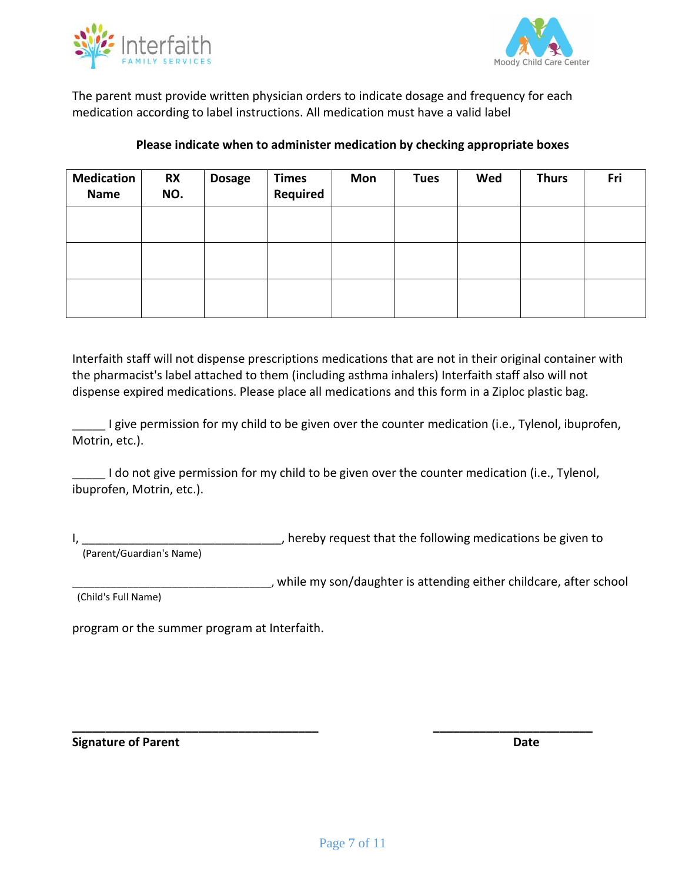The parent must provide written physician orders to indicate dosage and frequency for each medication according to label instructions. All medication must have a valid label

**Please indicate when to administer medication by checking appropriate boxes**

| Medication Name | RX NO. | Dosage | Times Required | Mon | Tues | Wed | Thurs | Fri |
|---|---|---|---|---|---|---|---|---|
| | | | | | | | | |
| | | | | | | | | |
| | | | | | | | | |

Interfaith staff will not dispense prescriptions medications that are not in their original container with the pharmacist's label attached to them (including asthma inhalers) Interfaith staff also will not dispense expired medications. Please place all medications and this form in a Ziploc plastic bag.

_____ I give permission for my child to be given over the counter medication (i.e., Tylenol, ibuprofen, Motrin, etc.).

_____ I do not give permission for my child to be given over the counter medication (i.e., Tylenol, ibuprofen, Motrin, etc.).

I, ______________________________, hereby request that the following medications be given to
(Parent/Guardian's Name)

______________________________, while my son/daughter is attending either childcare, after school
(Child's Full Name)

program or the summer program at Interfaith.

**____________________________________** **______________________**

**Signature of Parent** **Date**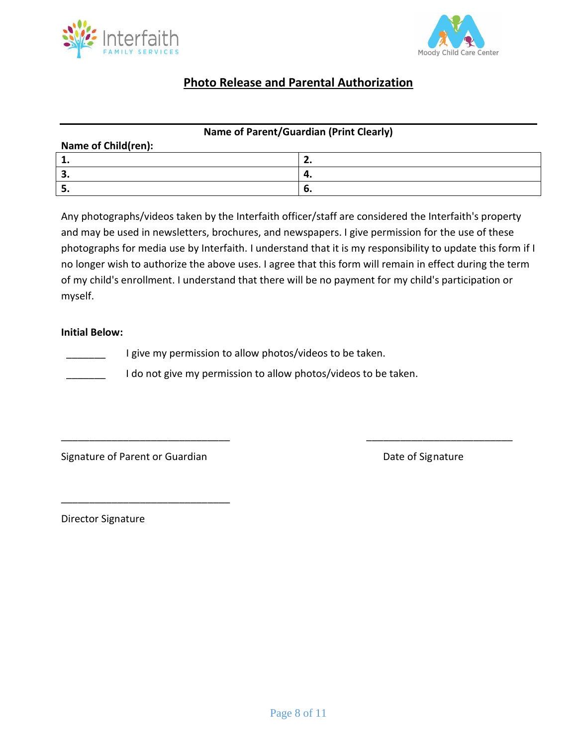## Photo Release and Parental Authorization

---

**Name of Parent/Guardian (Print Clearly)**

**Name of Child(ren):**

| | |
|---|---|
| **1.** | **2.** |
| **3.** | **4.** |
| **5.** | **6.** |

Any photographs/videos taken by the Interfaith officer/staff are considered the Interfaith's property and may be used in newsletters, brochures, and newspapers. I give permission for the use of these photographs for media use by Interfaith. I understand that it is my responsibility to update this form if I no longer wish to authorize the above uses. I agree that this form will remain in effect during the term of my child's enrollment. I understand that there will be no payment for my child's participation or myself.

**Initial Below:**

_______ I give my permission to allow photos/videos to be taken.

_______ I do not give my permission to allow photos/videos to be taken.

______________________________ ______________________________

Signature of Parent or Guardian Date of Signature

______________________________

Director Signature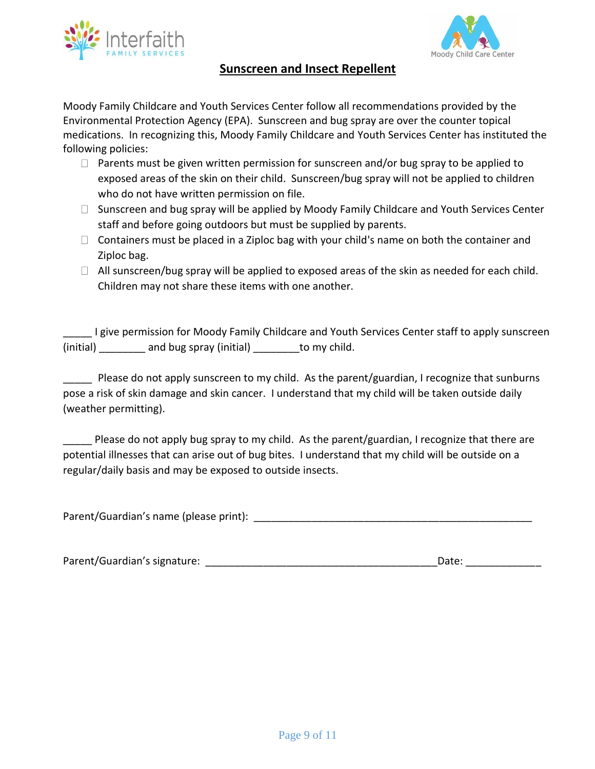## Sunscreen and Insect Repellent

Moody Family Childcare and Youth Services Center follow all recommendations provided by the Environmental Protection Agency (EPA). Sunscreen and bug spray are over the counter topical medications. In recognizing this, Moody Family Childcare and Youth Services Center has instituted the following policies:

- ☐ Parents must be given written permission for sunscreen and/or bug spray to be applied to exposed areas of the skin on their child. Sunscreen/bug spray will not be applied to children who do not have written permission on file.
- ☐ Sunscreen and bug spray will be applied by Moody Family Childcare and Youth Services Center staff and before going outdoors but must be supplied by parents.
- ☐ Containers must be placed in a Ziploc bag with your child's name on both the container and Ziploc bag.
- ☐ All sunscreen/bug spray will be applied to exposed areas of the skin as needed for each child. Children may not share these items with one another.

_____ I give permission for Moody Family Childcare and Youth Services Center staff to apply sunscreen (initial) ________ and bug spray (initial) ________to my child.

_____ Please do not apply sunscreen to my child. As the parent/guardian, I recognize that sunburns pose a risk of skin damage and skin cancer. I understand that my child will be taken outside daily (weather permitting).

_____ Please do not apply bug spray to my child. As the parent/guardian, I recognize that there are potential illnesses that can arise out of bug bites. I understand that my child will be outside on a regular/daily basis and may be exposed to outside insects.

Parent/Guardian's name (please print): ___________________________________________________

Parent/Guardian's signature: _________________________________________Date: _____________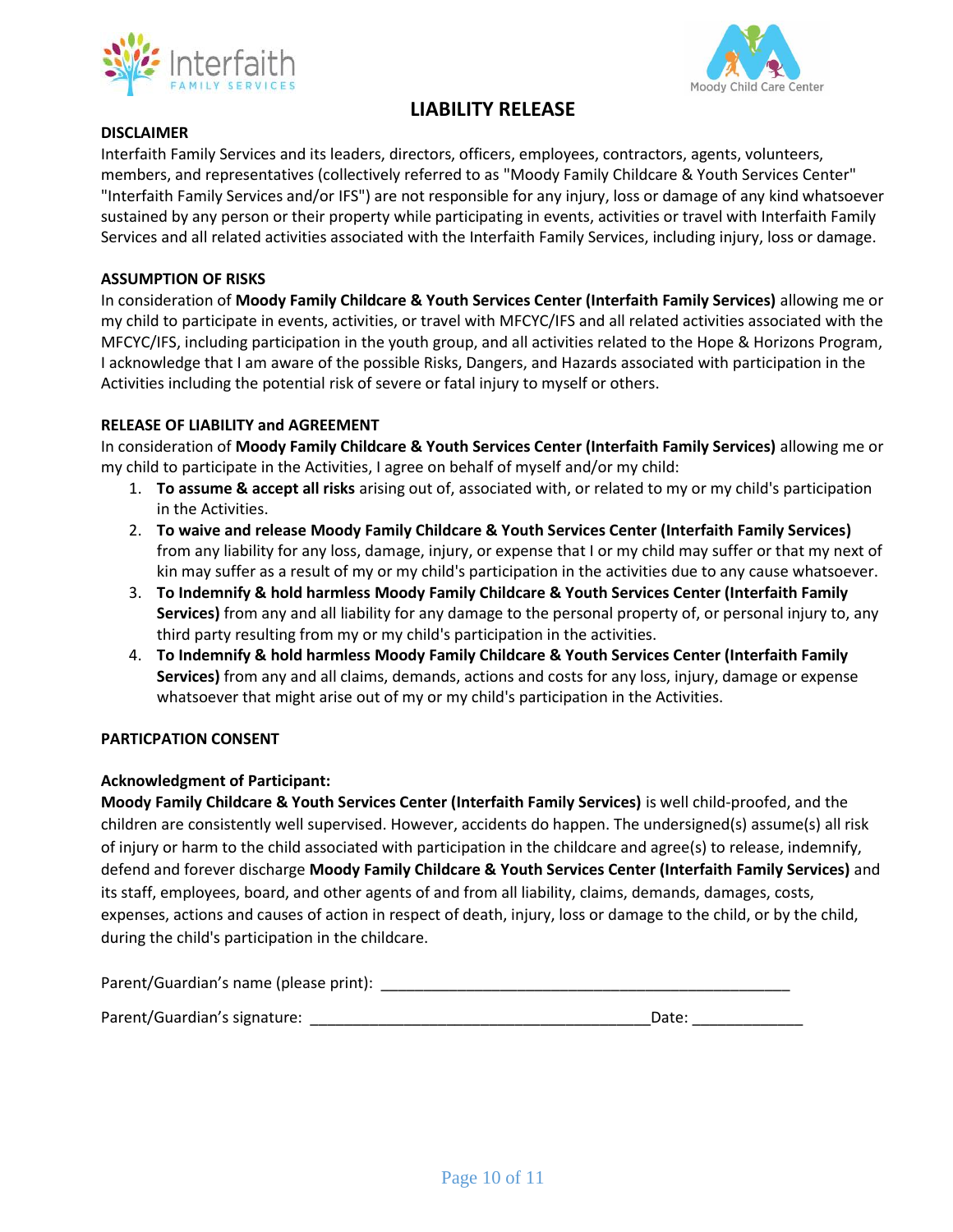# LIABILITY RELEASE

**DISCLAIMER**

Interfaith Family Services and its leaders, directors, officers, employees, contractors, agents, volunteers, members, and representatives (collectively referred to as "Moody Family Childcare & Youth Services Center" "Interfaith Family Services and/or IFS") are not responsible for any injury, loss or damage of any kind whatsoever sustained by any person or their property while participating in events, activities or travel with Interfaith Family Services and all related activities associated with the Interfaith Family Services, including injury, loss or damage.

**ASSUMPTION OF RISKS**

In consideration of **Moody Family Childcare & Youth Services Center (Interfaith Family Services)** allowing me or my child to participate in events, activities, or travel with MFCYC/IFS and all related activities associated with the MFCYC/IFS, including participation in the youth group, and all activities related to the Hope & Horizons Program, I acknowledge that I am aware of the possible Risks, Dangers, and Hazards associated with participation in the Activities including the potential risk of severe or fatal injury to myself or others.

**RELEASE OF LIABILITY and AGREEMENT**

In consideration of **Moody Family Childcare & Youth Services Center (Interfaith Family Services)** allowing me or my child to participate in the Activities, I agree on behalf of myself and/or my child:

1. **To assume & accept all risks** arising out of, associated with, or related to my or my child's participation in the Activities.
2. **To waive and release Moody Family Childcare & Youth Services Center (Interfaith Family Services)** from any liability for any loss, damage, injury, or expense that I or my child may suffer or that my next of kin may suffer as a result of my or my child's participation in the activities due to any cause whatsoever.
3. **To Indemnify & hold harmless Moody Family Childcare & Youth Services Center (Interfaith Family Services)** from any and all liability for any damage to the personal property of, or personal injury to, any third party resulting from my or my child's participation in the activities.
4. **To Indemnify & hold harmless Moody Family Childcare & Youth Services Center (Interfaith Family Services)** from any and all claims, demands, actions and costs for any loss, injury, damage or expense whatsoever that might arise out of my or my child's participation in the Activities.

**PARTICPATION CONSENT**

**Acknowledgment of Participant:**

**Moody Family Childcare & Youth Services Center (Interfaith Family Services)** is well child-proofed, and the children are consistently well supervised. However, accidents do happen. The undersigned(s) assume(s) all risk of injury or harm to the child associated with participation in the childcare and agree(s) to release, indemnify, defend and forever discharge **Moody Family Childcare & Youth Services Center (Interfaith Family Services)** and its staff, employees, board, and other agents of and from all liability, claims, demands, damages, costs, expenses, actions and causes of action in respect of death, injury, loss or damage to the child, or by the child, during the child's participation in the childcare.

Parent/Guardian's name (please print): ___________________________________________________

Parent/Guardian's signature: __________________________________________Date: _____________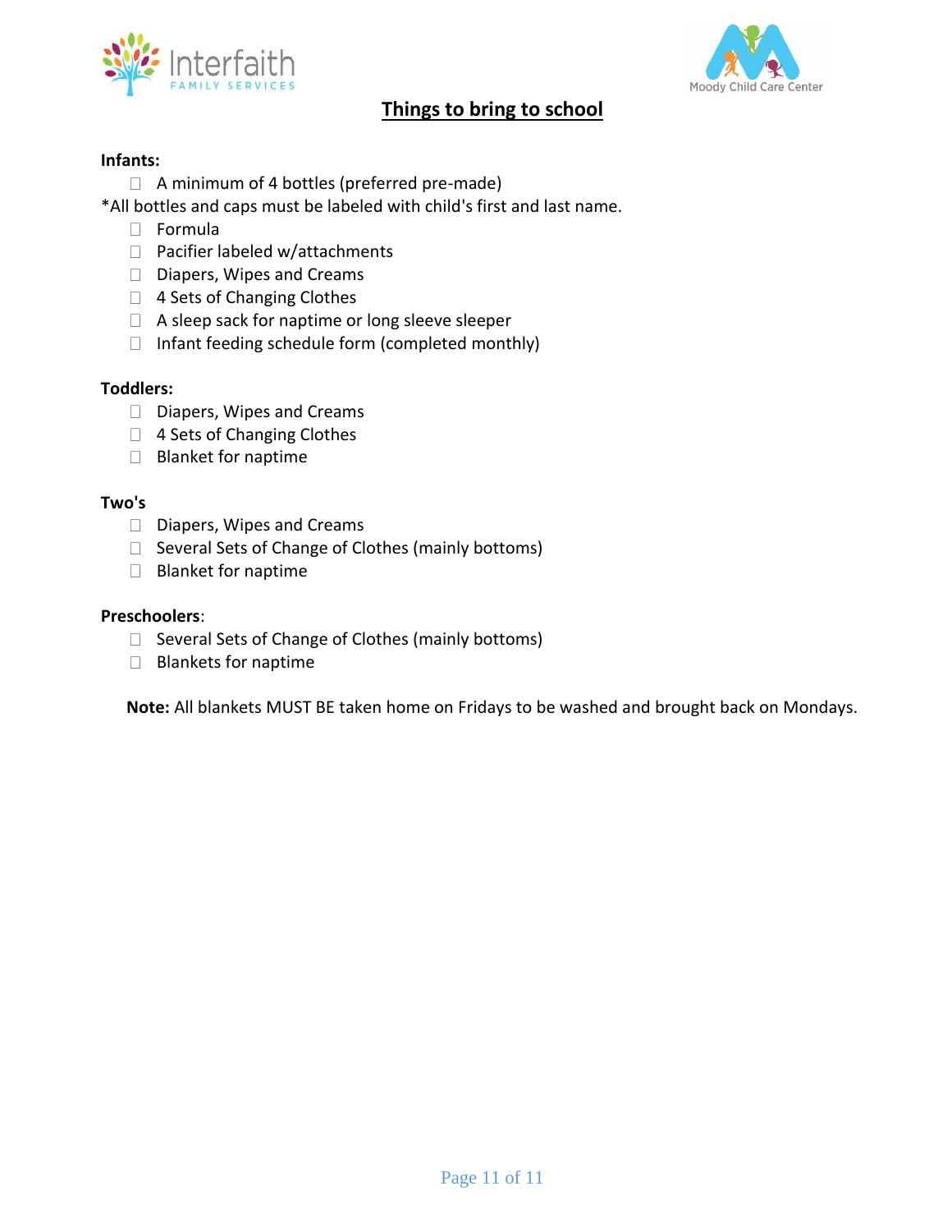# Things to bring to school

**Infants:**

- ☐ A minimum of 4 bottles (preferred pre-made)

*All bottles and caps must be labeled with child's first and last name.

- ☐ Formula
- ☐ Pacifier labeled w/attachments
- ☐ Diapers, Wipes and Creams
- ☐ 4 Sets of Changing Clothes
- ☐ A sleep sack for naptime or long sleeve sleeper
- ☐ Infant feeding schedule form (completed monthly)

**Toddlers:**

- ☐ Diapers, Wipes and Creams
- ☐ 4 Sets of Changing Clothes
- ☐ Blanket for naptime

**Two's**

- ☐ Diapers, Wipes and Creams
- ☐ Several Sets of Change of Clothes (mainly bottoms)
- ☐ Blanket for naptime

**Preschoolers**:

- ☐ Several Sets of Change of Clothes (mainly bottoms)
- ☐ Blankets for naptime

**Note:** All blankets MUST BE taken home on Fridays to be washed and brought back on Mondays.